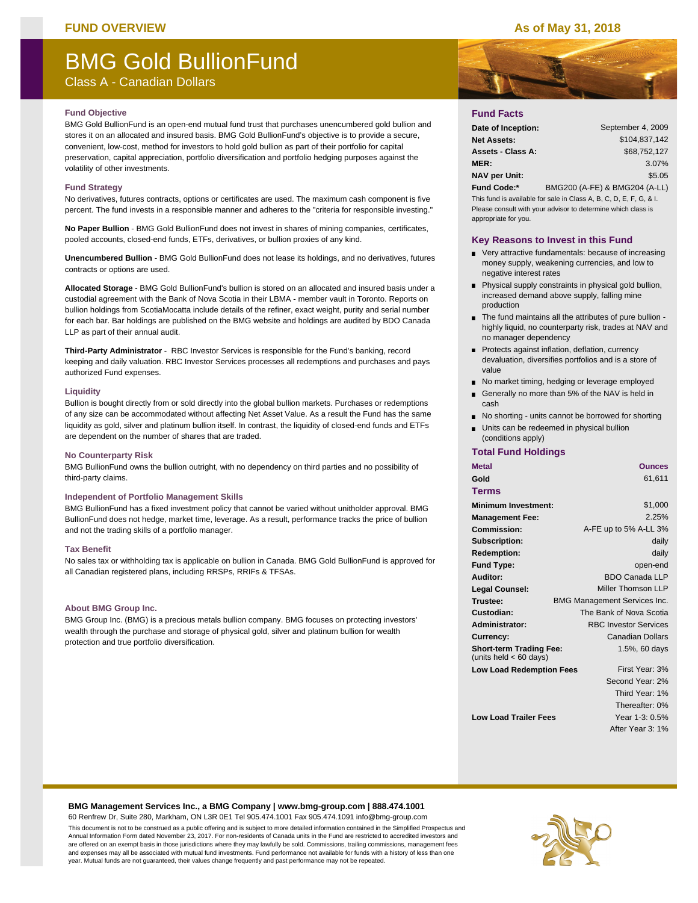FUND OVERVIEW

As of May 31, 2018

# BMG Gold BullionFund

Class A - Canadian Dollars

### Fund Objective

BMG Gold BullionFund is an open-end mutual fund trust that purchases unencumbered gold bullion and stores it on an allocated and insured basis. BMG Gold BullionFund's objective is to provide a secure, convenient, low-cost, method for investors to hold gold bullion as part of their portfolio for capital preservation, capital appreciation, portfolio diversification and portfolio hedging purposes against the volatility of other investments.

### Fund Strategy

No derivatives, futures contracts, options or certificates are used. The maximum cash component is five percent. The fund invests in a responsible manner and adheres to the "criteria for responsible investing."

**No Paper Bullion** - BMG Gold BullionFund does not invest in shares of mining companies, certificates, pooled accounts, closed-end funds, ETFs, derivatives, or bullion proxies of any kind.

**Unencumbered Bullion** - BMG Gold BullionFund does not lease its holdings, and no derivatives, futures contracts or options are used.

**Allocated Storage** - BMG Gold BullionFund's bullion is stored on an allocated and insured basis under a custodial agreement with the Bank of Nova Scotia in their LBMA - member vault in Toronto. Reports on bullion holdings from ScotiaMocatta include details of the refiner, exact weight, purity and serial number for each bar. Bar holdings are published on the BMG website and holdings are audited by BDO Canada LLP as part of their annual audit.

**Third-Party Administrator** - RBC Investor Services is responsible for the Fund's banking, record keeping and daily valuation. RBC Investor Services processes all redemptions and purchases and pays authorized Fund expenses.

### Liquidity

Bullion is bought directly from or sold directly into the global bullion markets. Purchases or redemptions of any size can be accommodated without affecting Net Asset Value. As a result the Fund has the same liquidity as gold, silver and platinum bullion itself. In contrast, the liquidity of closed-end funds and ETFs are dependent on the number of shares that are traded.

### No Counterparty Risk

BMG BullionFund owns the bullion outright, with no dependency on third parties and no possibility of third-party claims.

### Independent of Portfolio Management Skills

BMG BullionFund has a fixed investment policy that cannot be varied without unitholder approval. BMG BullionFund does not hedge, market time, leverage. As a result, performance tracks the price of bullion and not the trading skills of a portfolio manager.

### Tax Benefit

No sales tax or withholding tax is applicable on bullion in Canada. BMG Gold BullionFund is approved for all Canadian registered plans, including RRSPs, RRIFs & TFSAs.

### About BMG Group Inc.

BMG Group Inc. (BMG) is a precious metals bullion company. BMG focuses on protecting investors' wealth through the purchase and storage of physical gold, silver and platinum bullion for wealth protection and true portfolio diversification.

## Fund Facts

| | |
|---|---|
| **Date of Inception:** | September 4, 2009 |
| **Net Assets:** | $104,837,142 |
| **Assets - Class A:** | $68,752,127 |
| **MER:** | 3.07% |
| **NAV per Unit:** | $5.05 |
| **Fund Code:*** | BMG200 (A-FE) & BMG204 (A-LL) |

This fund is available for sale in Class A, B, C, D, E, F, G, & I. Please consult with your advisor to determine which class is appropriate for you.

## Key Reasons to Invest in this Fund

- Very attractive fundamentals: because of increasing money supply, weakening currencies, and low to negative interest rates
- Physical supply constraints in physical gold bullion, increased demand above supply, falling mine production
- The fund maintains all the attributes of pure bullion - highly liquid, no counterparty risk, trades at NAV and no manager dependency
- Protects against inflation, deflation, currency devaluation, diversifies portfolios and is a store of value
- No market timing, hedging or leverage employed
- Generally no more than 5% of the NAV is held in cash
- No shorting - units cannot be borrowed for shorting
- Units can be redeemed in physical bullion (conditions apply)

## Total Fund Holdings

| Metal | Ounces |
|---|---|
| Gold | 61,611 |

## Terms

| | |
|---|---|
| **Minimum Investment:** | $1,000 |
| **Management Fee:** | 2.25% |
| **Commission:** | A-FE up to 5% A-LL 3% |
| **Subscription:** | daily |
| **Redemption:** | daily |
| **Fund Type:** | open-end |
| **Auditor:** | BDO Canada LLP |
| **Legal Counsel:** | Miller Thomson LLP |
| **Trustee:** | BMG Management Services Inc. |
| **Custodian:** | The Bank of Nova Scotia |
| **Administrator:** | RBC Investor Services |
| **Currency:** | Canadian Dollars |
| **Short-term Trading Fee:** (units held < 60 days) | 1.5%, 60 days |
| **Low Load Redemption Fees** | First Year: 3% |
| | Second Year: 2% |
| | Third Year: 1% |
| | Thereafter: 0% |
| **Low Load Trailer Fees** | Year 1-3: 0.5% |
| | After Year 3: 1% |

**BMG Management Services Inc., a BMG Company | www.bmg-group.com | 888.474.1001**

60 Renfrew Dr, Suite 280, Markham, ON L3R 0E1 Tel 905.474.1001 Fax 905.474.1091 info@bmg-group.com

This document is not to be construed as a public offering and is subject to more detailed information contained in the Simplified Prospectus and Annual Information Form dated November 23, 2017. For non-residents of Canada units in the Fund are restricted to accredited investors and are offered on an exempt basis in those jurisdictions where they may lawfully be sold. Commissions, trailing commissions, management fees and expenses may all be associated with mutual fund investments. Fund performance not available for funds with a history of less than one year. Mutual funds are not guaranteed, their values change frequently and past performance may not be repeated.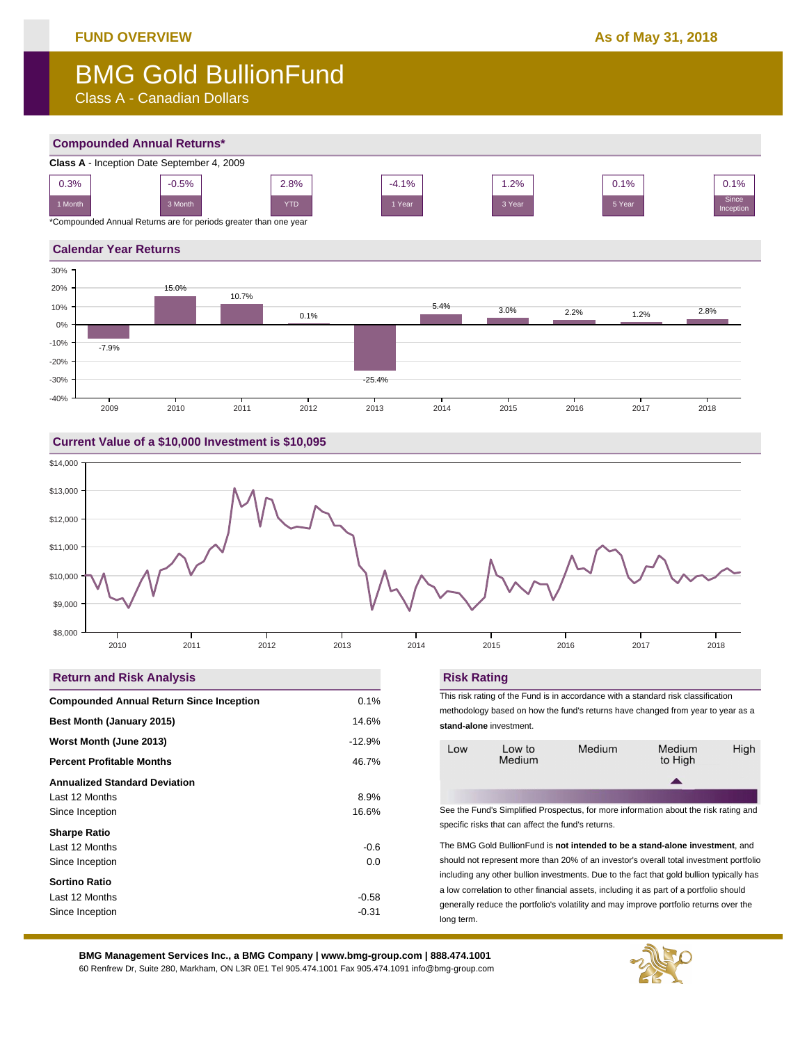FUND OVERVIEW

As of May 31, 2018

# BMG Gold BullionFund

Class A - Canadian Dollars

## Compounded Annual Returns*

**Class A** - Inception Date September 4, 2009

| 1 Month | 3 Month | YTD | 1 Year | 3 Year | 5 Year | Since Inception |
|---|---|---|---|---|---|---|
| 0.3% | -0.5% | 2.8% | -4.1% | 1.2% | 0.1% | 0.1% |

*Compounded Annual Returns are for periods greater than one year

## Calendar Year Returns

30%
20%
10%
0%
-10%
-20%
-30%
-40%

-7.9%
15.0%
10.7%
0.1%
-25.4%
5.4%
3.0%
2.2%
1.2%
2.8%

2009 2010 2011 2012 2013 2014 2015 2016 2017 2018

## Current Value of a $10,000 Investment is $10,095

$14,000
$13,000
$12,000
$11,000
$10,000
$9,000
$8,000

2010 2011 2012 2013 2014 2015 2016 2017 2018

## Return and Risk Analysis

| | |
|---|---|
| **Compounded Annual Return Since Inception** | 0.1% |
| **Best Month (January 2015)** | 14.6% |
| **Worst Month (June 2013)** | -12.9% |
| **Percent Profitable Months** | 46.7% |
| **Annualized Standard Deviation** | |
| Last 12 Months | 8.9% |
| Since Inception | 16.6% |
| **Sharpe Ratio** | |
| Last 12 Months | -0.6 |
| Since Inception | 0.0 |
| **Sortino Ratio** | |
| Last 12 Months | -0.58 |
| Since Inception | -0.31 |

## Risk Rating

This risk rating of the Fund is in accordance with a standard risk classification methodology based on how the fund's returns have changed from year to year as a **stand-alone** investment.

Low | Low to Medium | Medium | Medium to High | High

See the Fund's Simplified Prospectus, for more information about the risk rating and specific risks that can affect the fund's returns.

The BMG Gold BullionFund is **not intended to be a stand-alone investment**, and should not represent more than 20% of an investor's overall total investment portfolio including any other bullion investments. Due to the fact that gold bullion typically has a low correlation to other financial assets, including it as part of a portfolio should generally reduce the portfolio's volatility and may improve portfolio returns over the long term.

**BMG Management Services Inc., a BMG Company | www.bmg-group.com | 888.474.1001**

60 Renfrew Dr, Suite 280, Markham, ON L3R 0E1 Tel 905.474.1001 Fax 905.474.1091 info@bmg-group.com